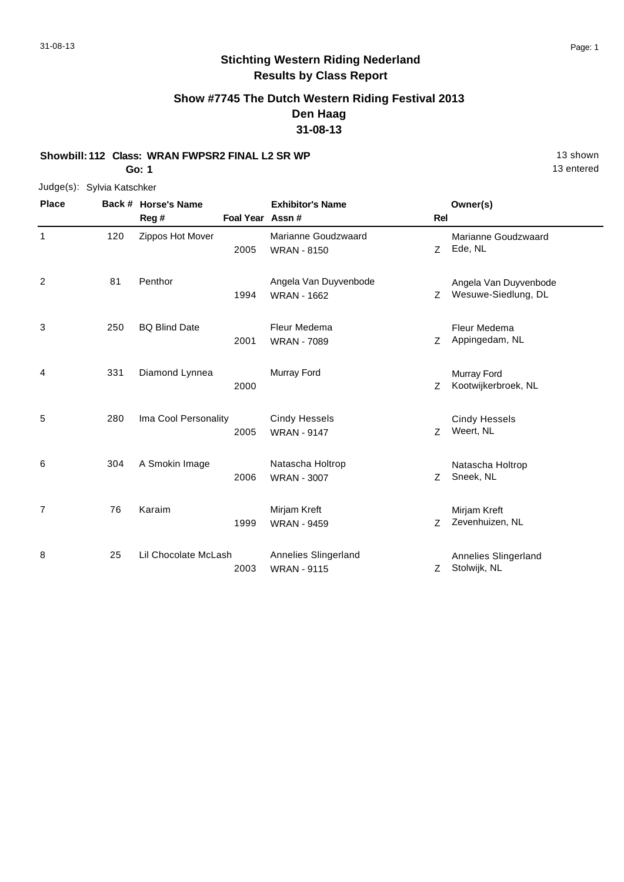## Stichting Western Riding Nederland
## Results by Class Report

### Show #7745 The Dutch Western Riding Festival 2013
### Den Haag
### 31-08-13

**Showbill: 112 Class: WRAN FWPSR2 FINAL L2 SR WP** — 13 shown

**Go: 1** — 13 entered

Judge(s): Sylvia Katschker

| Place | Back # | Horse's Name / Reg # | Foal Year | Exhibitor's Name / Assn # | Rel | Owner(s) |
|---|---|---|---|---|---|---|
| 1 | 120 | Zippos Hot Mover | 2005 | Marianne Goudzwaard / WRAN - 8150 | Z | Marianne Goudzwaard, Ede, NL |
| 2 | 81 | Penthor | 1994 | Angela Van Duyvenbode / WRAN - 1662 | Z | Angela Van Duyvenbode, Wesuwe-Siedlung, DL |
| 3 | 250 | BQ Blind Date | 2001 | Fleur Medema / WRAN - 7089 | Z | Fleur Medema, Appingedam, NL |
| 4 | 331 | Diamond Lynnea | 2000 | Murray Ford | Z | Murray Ford, Kootwijkerbroek, NL |
| 5 | 280 | Ima Cool Personality | 2005 | Cindy Hessels / WRAN - 9147 | Z | Cindy Hessels, Weert, NL |
| 6 | 304 | A Smokin Image | 2006 | Natascha Holtrop / WRAN - 3007 | Z | Natascha Holtrop, Sneek, NL |
| 7 | 76 | Karaim | 1999 | Mirjam Kreft / WRAN - 9459 | Z | Mirjam Kreft, Zevenhuizen, NL |
| 8 | 25 | Lil Chocolate McLash | 2003 | Annelies Slingerland / WRAN - 9115 | Z | Annelies Slingerland, Stolwijk, NL |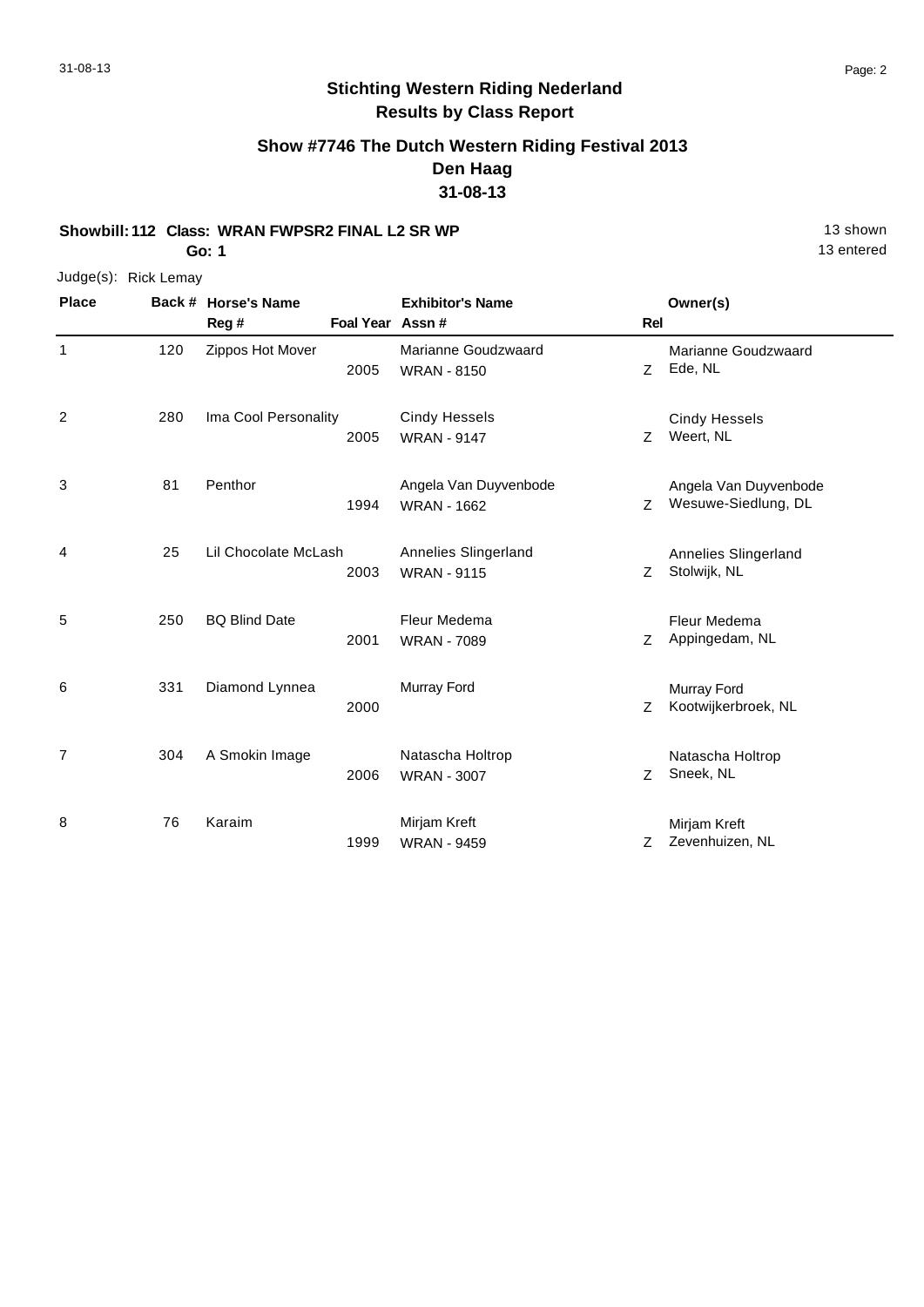# Stichting Western Riding Nederland

## Results by Class Report

### Show #7746 The Dutch Western Riding Festival 2013

### Den Haag

### 31-08-13

**Showbill: 112 Class: WRAN FWPSR2 FINAL L2 SR WP** 13 shown

**Go: 1** 13 entered

Judge(s): Rick Lemay

| Place | Back # | Horse's Name / Reg # | Foal Year | Exhibitor's Name / Assn # | Rel | Owner(s) |
|---|---|---|---|---|---|---|
| 1 | 120 | Zippos Hot Mover | 2005 | Marianne Goudzwaard<br>WRAN - 8150 | Z | Marianne Goudzwaard<br>Ede, NL |
| 2 | 280 | Ima Cool Personality | 2005 | Cindy Hessels<br>WRAN - 9147 | Z | Cindy Hessels<br>Weert, NL |
| 3 | 81 | Penthor | 1994 | Angela Van Duyvenbode<br>WRAN - 1662 | Z | Angela Van Duyvenbode<br>Wesuwe-Siedlung, DL |
| 4 | 25 | Lil Chocolate McLash | 2003 | Annelies Slingerland<br>WRAN - 9115 | Z | Annelies Slingerland<br>Stolwijk, NL |
| 5 | 250 | BQ Blind Date | 2001 | Fleur Medema<br>WRAN - 7089 | Z | Fleur Medema<br>Appingedam, NL |
| 6 | 331 | Diamond Lynnea | 2000 | Murray Ford | Z | Murray Ford<br>Kootwijkerbroek, NL |
| 7 | 304 | A Smokin Image | 2006 | Natascha Holtrop<br>WRAN - 3007 | Z | Natascha Holtrop<br>Sneek, NL |
| 8 | 76 | Karaim | 1999 | Mirjam Kreft<br>WRAN - 9459 | Z | Mirjam Kreft<br>Zevenhuizen, NL |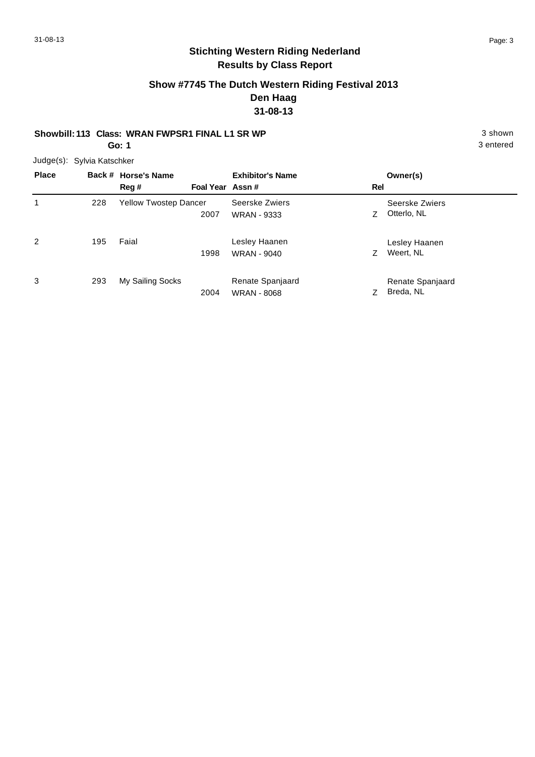# Stichting Western Riding Nederland
## Results by Class Report

### Show #7745 The Dutch Western Riding Festival 2013
### Den Haag
### 31-08-13

**Showbill: 113 Class: WRAN FWPSR1 FINAL L1 SR WP** — 3 shown
**Go: 1** — 3 entered

Judge(s): Sylvia Katschker

| Place | Back # | Horse's Name / Reg # | Foal Year | Exhibitor's Name / Assn # | Rel | Owner(s) |
|---|---|---|---|---|---|---|
| 1 | 228 | Yellow Twostep Dancer | 2007 | Seerske Zwiers<br>WRAN - 9333 | Z | Seerske Zwiers<br>Otterlo, NL |
| 2 | 195 | Faial | 1998 | Lesley Haanen<br>WRAN - 9040 | Z | Lesley Haanen<br>Weert, NL |
| 3 | 293 | My Sailing Socks | 2004 | Renate Spanjaard<br>WRAN - 8068 | Z | Renate Spanjaard<br>Breda, NL |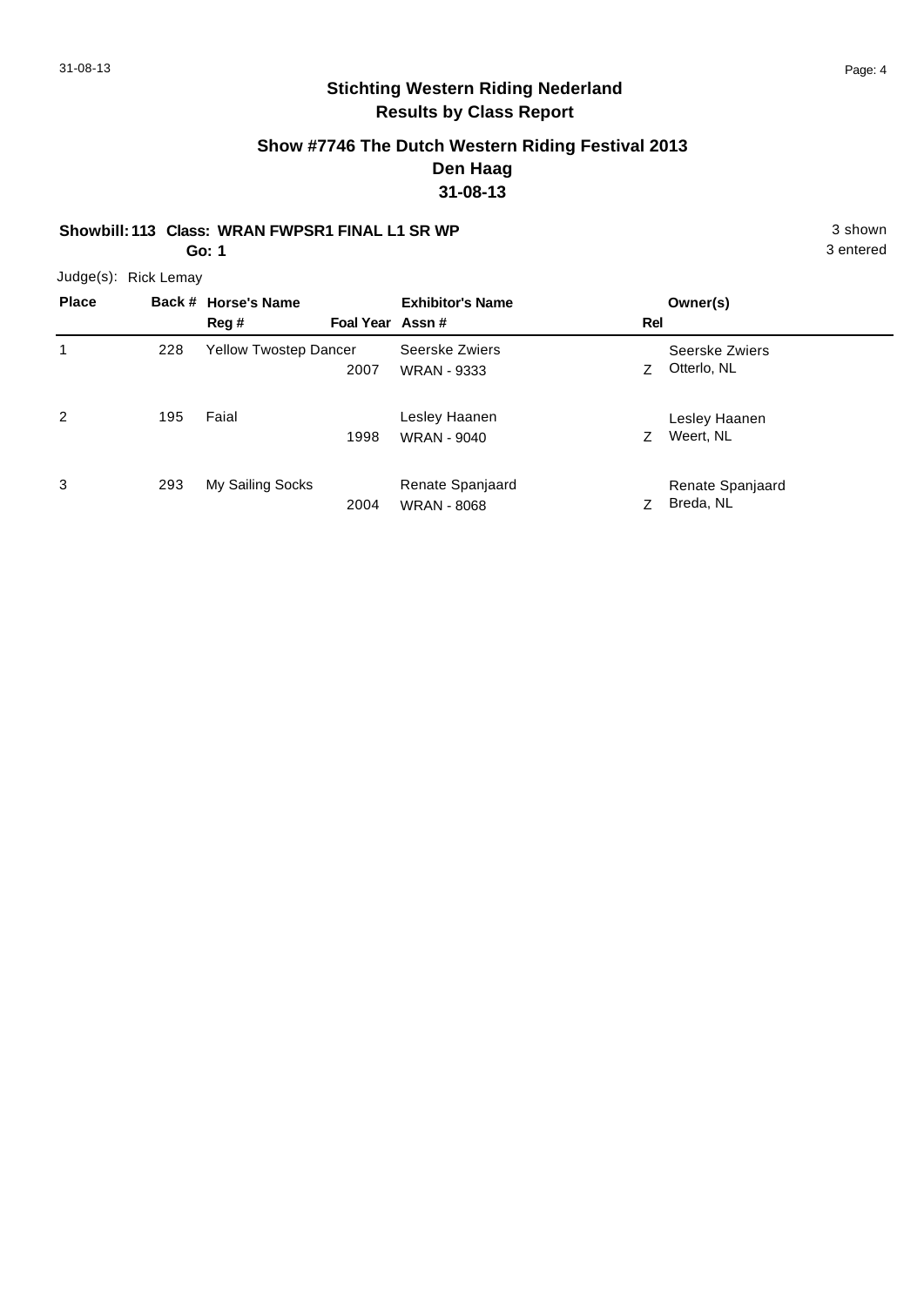# Stichting Western Riding Nederland
## Results by Class Report

### Show #7746 The Dutch Western Riding Festival 2013
### Den Haag
### 31-08-13

**Showbill: 113 Class: WRAN FWPSR1 FINAL L1 SR WP** 3 shown

**Go: 1** 3 entered

Judge(s): Rick Lemay

| Place | Back # | Horse's Name / Reg # | Foal Year | Exhibitor's Name / Assn # | Rel | Owner(s) |
|---|---|---|---|---|---|---|
| 1 | 228 | Yellow Twostep Dancer | 2007 | Seerske Zwiers<br>WRAN - 9333 | Z | Seerske Zwiers<br>Otterlo, NL |
| 2 | 195 | Faial | 1998 | Lesley Haanen<br>WRAN - 9040 | Z | Lesley Haanen<br>Weert, NL |
| 3 | 293 | My Sailing Socks | 2004 | Renate Spanjaard<br>WRAN - 8068 | Z | Renate Spanjaard<br>Breda, NL |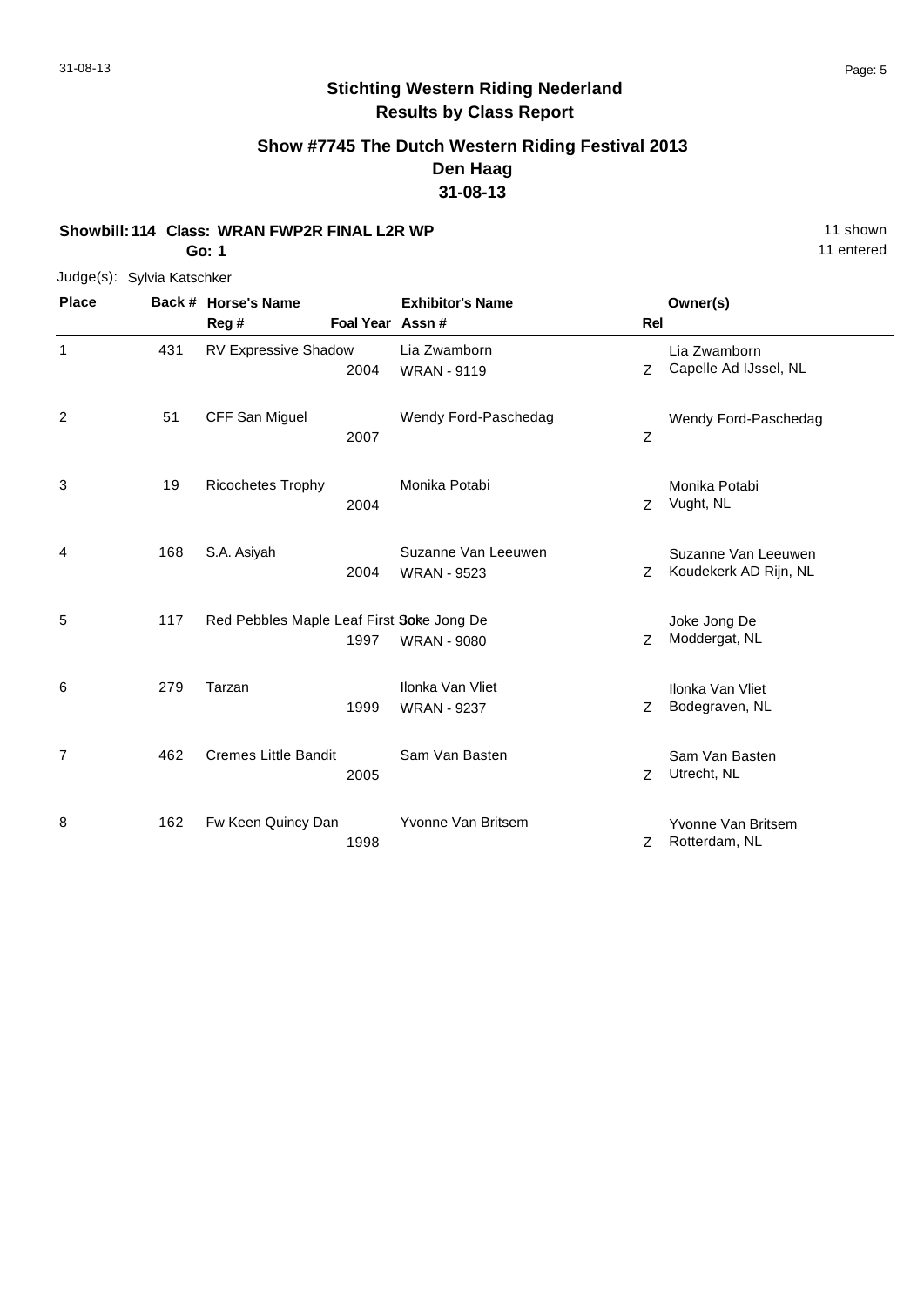# Stichting Western Riding Nederland

## Results by Class Report

### Show #7745 The Dutch Western Riding Festival 2013
### Den Haag
### 31-08-13

**Showbill: 114 Class: WRAN FWP2R FINAL L2R WP** — 11 shown, 11 entered

**Go: 1**

Judge(s): Sylvia Katschker

| Place | Back # | Horse's Name / Reg # | Foal Year | Exhibitor's Name / Assn # | Rel | Owner(s) |
|---|---|---|---|---|---|---|
| 1 | 431 | RV Expressive Shadow | 2004 | Lia Zwamborn<br>WRAN - 9119 | Z | Lia Zwamborn<br>Capelle Ad IJssel, NL |
| 2 | 51 | CFF San Miguel | 2007 | Wendy Ford-Paschedag | Z | Wendy Ford-Paschedag |
| 3 | 19 | Ricochetes Trophy | 2004 | Monika Potabi | Z | Monika Potabi<br>Vught, NL |
| 4 | 168 | S.A. Asiyah | 2004 | Suzanne Van Leeuwen<br>WRAN - 9523 | Z | Suzanne Van Leeuwen<br>Koudekerk AD Rijn, NL |
| 5 | 117 | Red Pebbles Maple Leaf First Sok | 1997 | Joke Jong De<br>WRAN - 9080 | Z | Joke Jong De<br>Moddergat, NL |
| 6 | 279 | Tarzan | 1999 | Ilonka Van Vliet<br>WRAN - 9237 | Z | Ilonka Van Vliet<br>Bodegraven, NL |
| 7 | 462 | Cremes Little Bandit | 2005 | Sam Van Basten | Z | Sam Van Basten<br>Utrecht, NL |
| 8 | 162 | Fw Keen Quincy Dan | 1998 | Yvonne Van Britsem | Z | Yvonne Van Britsem<br>Rotterdam, NL |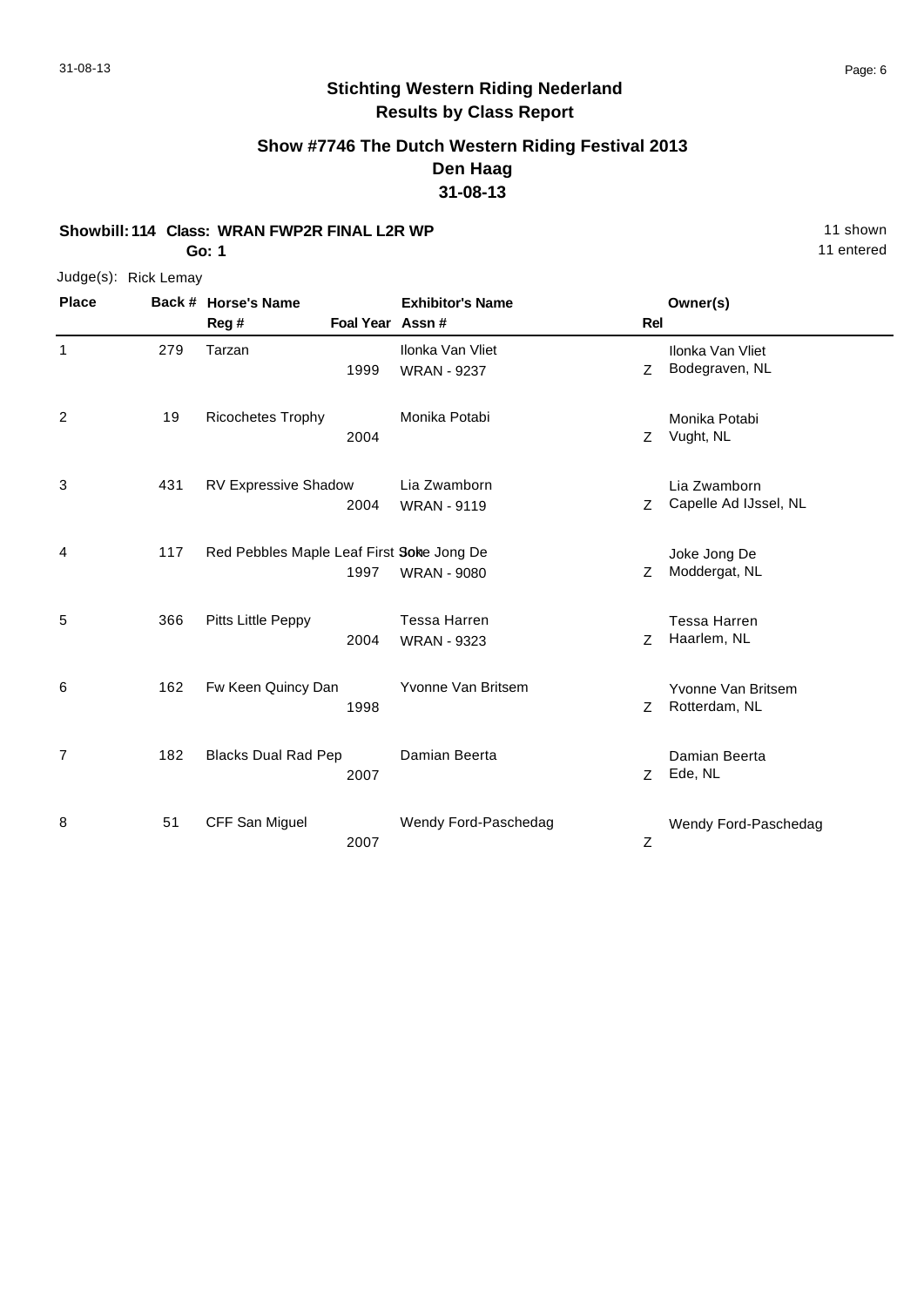## Stichting Western Riding Nederland
## Results by Class Report

### Show #7746 The Dutch Western Riding Festival 2013
### Den Haag
### 31-08-13

**Showbill: 114 Class: WRAN FWP2R FINAL L2R WP** — 11 shown, 11 entered

**Go: 1**

Judge(s): Rick Lemay

| Place | Back # | Horse's Name / Reg # | Foal Year | Exhibitor's Name / Assn # | Rel | Owner(s) |
|---|---|---|---|---|---|---|
| 1 | 279 | Tarzan | 1999 | Ilonka Van Vliet / WRAN - 9237 | Z | Ilonka Van Vliet, Bodegraven, NL |
| 2 | 19 | Ricochetes Trophy | 2004 | Monika Potabi | Z | Monika Potabi, Vught, NL |
| 3 | 431 | RV Expressive Shadow | 2004 | Lia Zwamborn / WRAN - 9119 | Z | Lia Zwamborn, Capelle Ad IJssel, NL |
| 4 | 117 | Red Pebbles Maple Leaf First Son | 1997 | Joke Jong De / WRAN - 9080 | Z | Joke Jong De, Moddergat, NL |
| 5 | 366 | Pitts Little Peppy | 2004 | Tessa Harren / WRAN - 9323 | Z | Tessa Harren, Haarlem, NL |
| 6 | 162 | Fw Keen Quincy Dan | 1998 | Yvonne Van Britsem | Z | Yvonne Van Britsem, Rotterdam, NL |
| 7 | 182 | Blacks Dual Rad Pep | 2007 | Damian Beerta | Z | Damian Beerta, Ede, NL |
| 8 | 51 | CFF San Miguel | 2007 | Wendy Ford-Paschedag | Z | Wendy Ford-Paschedag |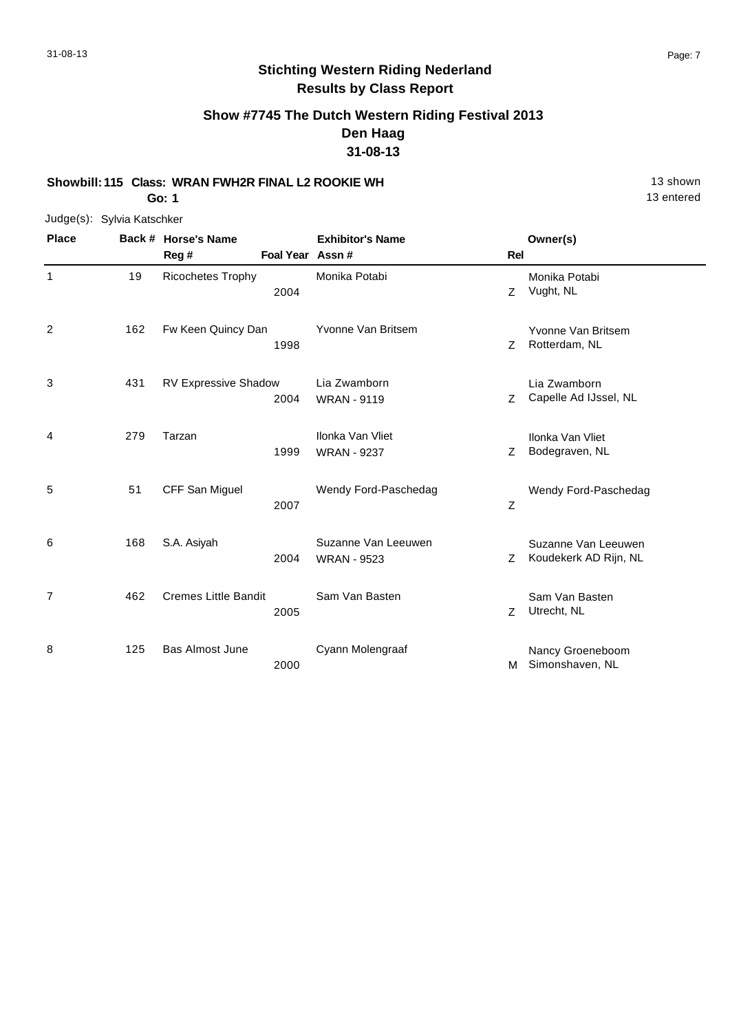# Stichting Western Riding Nederland
## Results by Class Report

### Show #7745 The Dutch Western Riding Festival 2013
### Den Haag
### 31-08-13

**Showbill: 115 Class: WRAN FWH2R FINAL L2 ROOKIE WH** — 13 shown
**Go: 1** — 13 entered

Judge(s): Sylvia Katschker

| Place | Back # | Horse's Name / Reg # | Foal Year | Exhibitor's Name / Assn # | Rel | Owner(s) |
|---|---|---|---|---|---|---|
| 1 | 19 | Ricochetes Trophy | 2004 | Monika Potabi | Z | Monika Potabi, Vught, NL |
| 2 | 162 | Fw Keen Quincy Dan | 1998 | Yvonne Van Britsem | Z | Yvonne Van Britsem, Rotterdam, NL |
| 3 | 431 | RV Expressive Shadow | 2004 | Lia Zwamborn, WRAN - 9119 | Z | Lia Zwamborn, Capelle Ad IJssel, NL |
| 4 | 279 | Tarzan | 1999 | Ilonka Van Vliet, WRAN - 9237 | Z | Ilonka Van Vliet, Bodegraven, NL |
| 5 | 51 | CFF San Miguel | 2007 | Wendy Ford-Paschedag | Z | Wendy Ford-Paschedag |
| 6 | 168 | S.A. Asiyah | 2004 | Suzanne Van Leeuwen, WRAN - 9523 | Z | Suzanne Van Leeuwen, Koudekerk AD Rijn, NL |
| 7 | 462 | Cremes Little Bandit | 2005 | Sam Van Basten | Z | Sam Van Basten, Utrecht, NL |
| 8 | 125 | Bas Almost June | 2000 | Cyann Molengraaf | M | Nancy Groeneboom, Simonshaven, NL |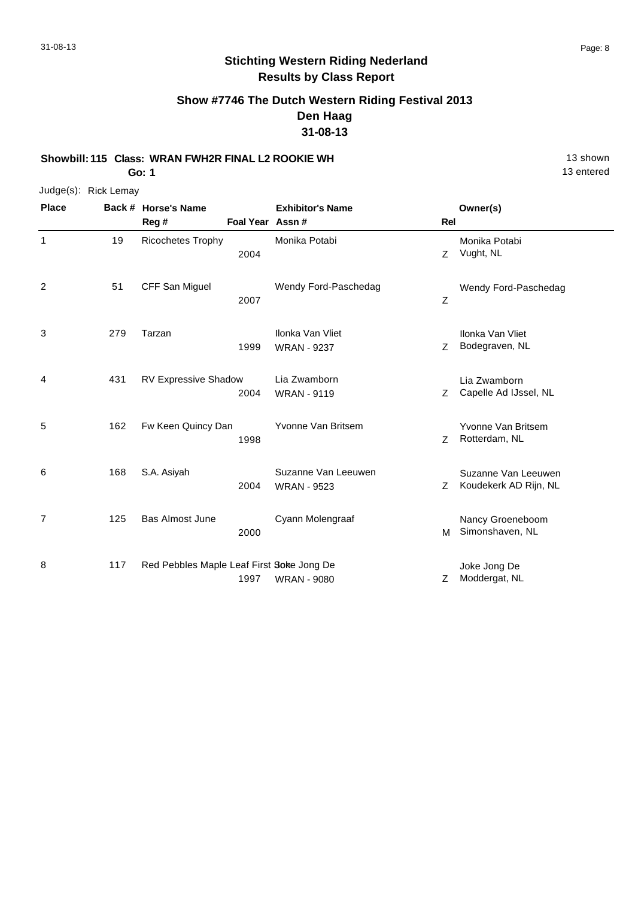## Stichting Western Riding Nederland
### Results by Class Report

### Show #7746 The Dutch Western Riding Festival 2013
### Den Haag
### 31-08-13

**Showbill: 115 Class: WRAN FWH2R FINAL L2 ROOKIE WH** — 13 shown

**Go: 1** — 13 entered

Judge(s): Rick Lemay

| Place | Back # | Horse's Name / Reg # | Foal Year | Exhibitor's Name / Assn # | Rel | Owner(s) |
|---|---|---|---|---|---|---|
| 1 | 19 | Ricochetes Trophy | 2004 | Monika Potabi | Z | Monika Potabi, Vught, NL |
| 2 | 51 | CFF San Miguel | 2007 | Wendy Ford-Paschedag | Z | Wendy Ford-Paschedag |
| 3 | 279 | Tarzan | 1999 | Ilonka Van Vliet, WRAN - 9237 | Z | Ilonka Van Vliet, Bodegraven, NL |
| 4 | 431 | RV Expressive Shadow | 2004 | Lia Zwamborn, WRAN - 9119 | Z | Lia Zwamborn, Capelle Ad IJssel, NL |
| 5 | 162 | Fw Keen Quincy Dan | 1998 | Yvonne Van Britsem | Z | Yvonne Van Britsem, Rotterdam, NL |
| 6 | 168 | S.A. Asiyah | 2004 | Suzanne Van Leeuwen, WRAN - 9523 | Z | Suzanne Van Leeuwen, Koudekerk AD Rijn, NL |
| 7 | 125 | Bas Almost June | 2000 | Cyann Molengraaf | M | Nancy Groeneboom, Simonshaven, NL |
| 8 | 117 | Red Pebbles Maple Leaf First Sol | 1997 | Joke Jong De, WRAN - 9080 | Z | Joke Jong De, Moddergat, NL |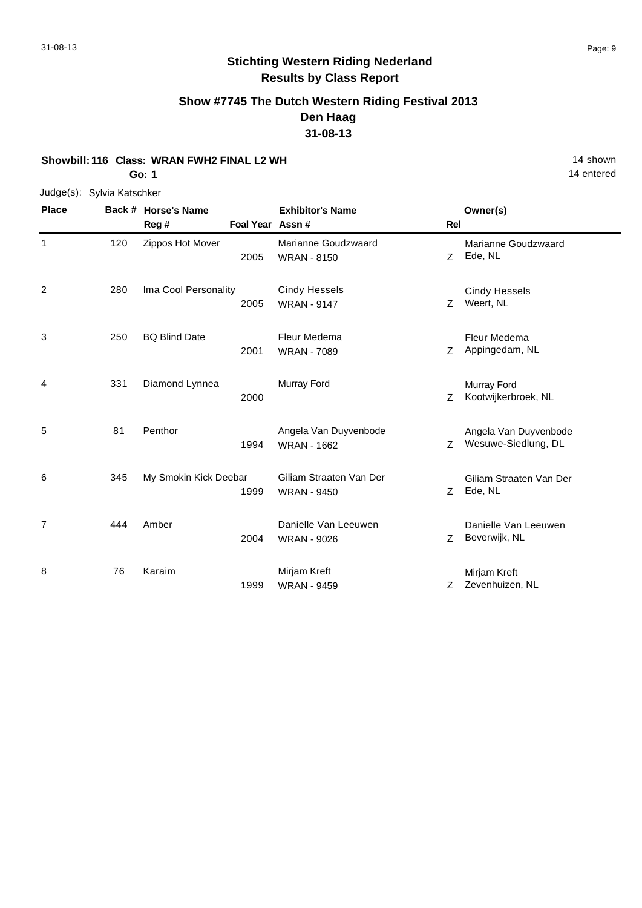**Stichting Western Riding Nederland**
**Results by Class Report**

## Show #7745 The Dutch Western Riding Festival 2013
## Den Haag
## 31-08-13

**Showbill: 116 Class: WRAN FWH2 FINAL L2 WH** 14 shown
**Go: 1** 14 entered

Judge(s): Sylvia Katschker

| Place | Back # | Horse's Name / Reg # | Foal Year | Exhibitor's Name / Assn # | Rel | Owner(s) |
|---|---|---|---|---|---|---|
| 1 | 120 | Zippos Hot Mover | 2005 | Marianne Goudzwaard WRAN - 8150 | Z | Marianne Goudzwaard Ede, NL |
| 2 | 280 | Ima Cool Personality | 2005 | Cindy Hessels WRAN - 9147 | Z | Cindy Hessels Weert, NL |
| 3 | 250 | BQ Blind Date | 2001 | Fleur Medema WRAN - 7089 | Z | Fleur Medema Appingedam, NL |
| 4 | 331 | Diamond Lynnea | 2000 | Murray Ford | Z | Murray Ford Kootwijkerbroek, NL |
| 5 | 81 | Penthor | 1994 | Angela Van Duyvenbode WRAN - 1662 | Z | Angela Van Duyvenbode Wesuwe-Siedlung, DL |
| 6 | 345 | My Smokin Kick Deebar | 1999 | Giliam Straaten Van Der WRAN - 9450 | Z | Giliam Straaten Van Der Ede, NL |
| 7 | 444 | Amber | 2004 | Danielle Van Leeuwen WRAN - 9026 | Z | Danielle Van Leeuwen Beverwijk, NL |
| 8 | 76 | Karaim | 1999 | Mirjam Kreft WRAN - 9459 | Z | Mirjam Kreft Zevenhuizen, NL |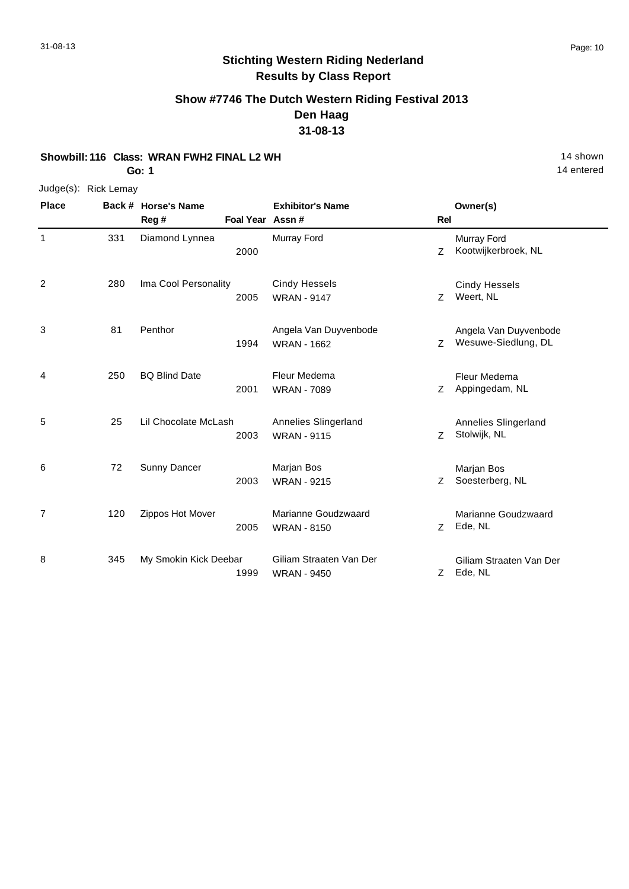## Stichting Western Riding Nederland
## Results by Class Report

### Show #7746 The Dutch Western Riding Festival 2013
### Den Haag
### 31-08-13

**Showbill: 116 Class: WRAN FWH2 FINAL L2 WH** 14 shown

**Go: 1** 14 entered

Judge(s): Rick Lemay

| Place | Back # | Horse's Name / Reg # | Foal Year | Exhibitor's Name / Assn # | Rel | Owner(s) |
|---|---|---|---|---|---|---|
| 1 | 331 | Diamond Lynnea | 2000 | Murray Ford | Z | Murray Ford, Kootwijkerbroek, NL |
| 2 | 280 | Ima Cool Personality | 2005 | Cindy Hessels, WRAN - 9147 | Z | Cindy Hessels, Weert, NL |
| 3 | 81 | Penthor | 1994 | Angela Van Duyvenbode, WRAN - 1662 | Z | Angela Van Duyvenbode, Wesuwe-Siedlung, DL |
| 4 | 250 | BQ Blind Date | 2001 | Fleur Medema, WRAN - 7089 | Z | Fleur Medema, Appingedam, NL |
| 5 | 25 | Lil Chocolate McLash | 2003 | Annelies Slingerland, WRAN - 9115 | Z | Annelies Slingerland, Stolwijk, NL |
| 6 | 72 | Sunny Dancer | 2003 | Marjan Bos, WRAN - 9215 | Z | Marjan Bos, Soesterberg, NL |
| 7 | 120 | Zippos Hot Mover | 2005 | Marianne Goudzwaard, WRAN - 8150 | Z | Marianne Goudzwaard, Ede, NL |
| 8 | 345 | My Smokin Kick Deebar | 1999 | Giliam Straaten Van Der, WRAN - 9450 | Z | Giliam Straaten Van Der, Ede, NL |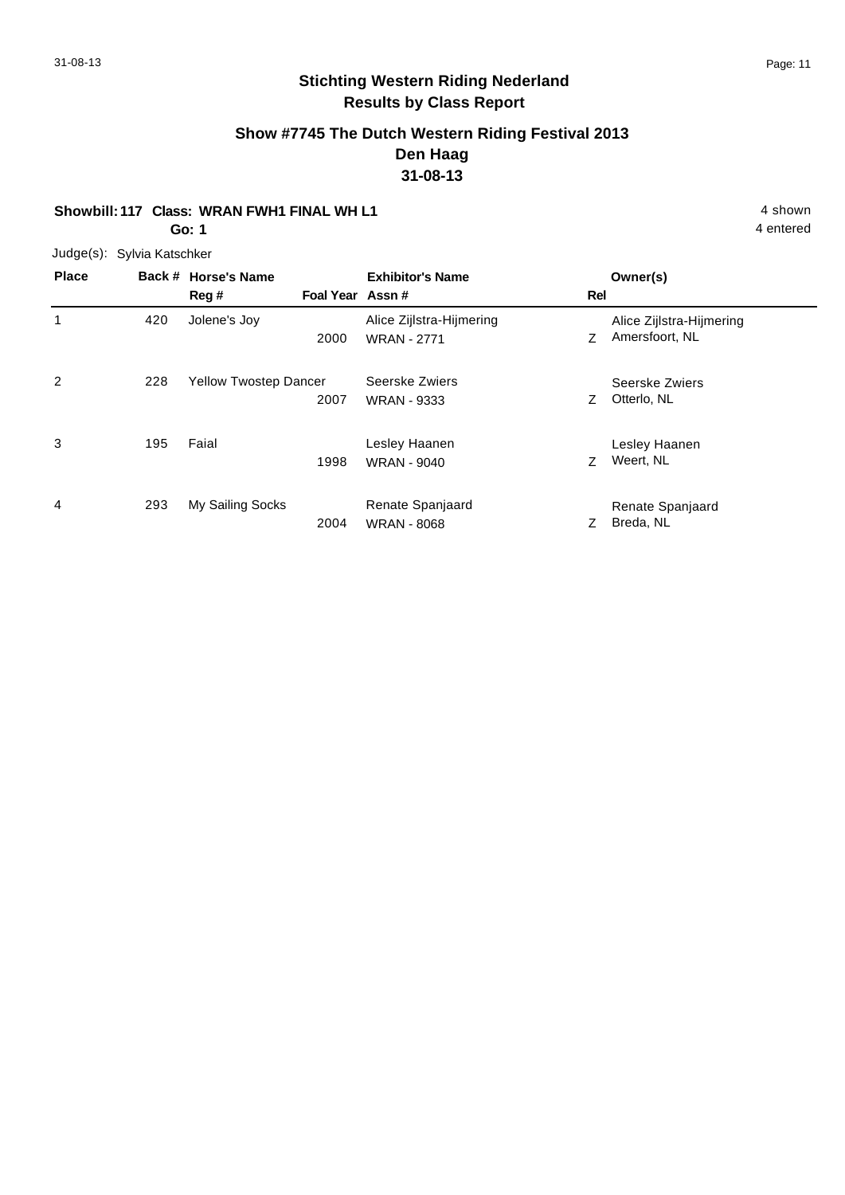# Stichting Western Riding Nederland

## Results by Class Report

### Show #7745 The Dutch Western Riding Festival 2013

### Den Haag

### 31-08-13

**Showbill: 117 Class: WRAN FWH1 FINAL WH L1** — 4 shown

**Go: 1** — 4 entered

Judge(s): Sylvia Katschker

| Place | Back # | Horse's Name / Reg # | Foal Year | Exhibitor's Name / Assn # | Rel | Owner(s) |
|---|---|---|---|---|---|---|
| 1 | 420 | Jolene's Joy | 2000 | Alice Zijlstra-Hijmering<br>WRAN - 2771 | Z | Alice Zijlstra-Hijmering<br>Amersfoort, NL |
| 2 | 228 | Yellow Twostep Dancer | 2007 | Seerske Zwiers<br>WRAN - 9333 | Z | Seerske Zwiers<br>Otterlo, NL |
| 3 | 195 | Faial | 1998 | Lesley Haanen<br>WRAN - 9040 | Z | Lesley Haanen<br>Weert, NL |
| 4 | 293 | My Sailing Socks | 2004 | Renate Spanjaard<br>WRAN - 8068 | Z | Renate Spanjaard<br>Breda, NL |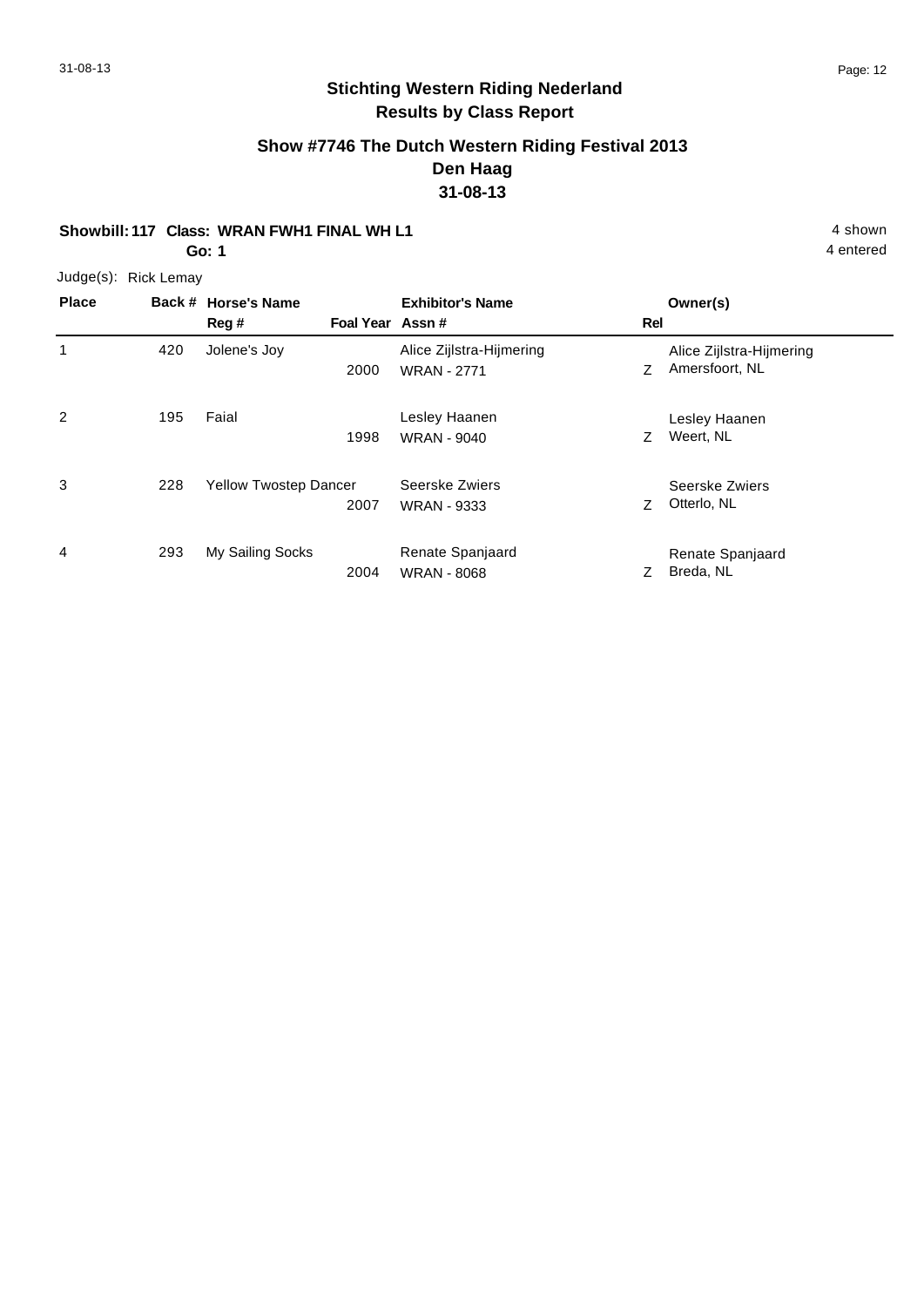## Stichting Western Riding Nederland
## Results by Class Report

### Show #7746 The Dutch Western Riding Festival 2013
### Den Haag
### 31-08-13

**Showbill: 117 Class: WRAN FWH1 FINAL WH L1** — 4 shown

**Go: 1** — 4 entered

Judge(s): Rick Lemay

| Place | Back # | Horse's Name / Reg # | Foal Year | Exhibitor's Name / Assn # | Rel | Owner(s) |
|---|---|---|---|---|---|---|
| 1 | 420 | Jolene's Joy | 2000 | Alice Zijlstra-Hijmering WRAN - 2771 | Z | Alice Zijlstra-Hijmering Amersfoort, NL |
| 2 | 195 | Faial | 1998 | Lesley Haanen WRAN - 9040 | Z | Lesley Haanen Weert, NL |
| 3 | 228 | Yellow Twostep Dancer | 2007 | Seerske Zwiers WRAN - 9333 | Z | Seerske Zwiers Otterlo, NL |
| 4 | 293 | My Sailing Socks | 2004 | Renate Spanjaard WRAN - 8068 | Z | Renate Spanjaard Breda, NL |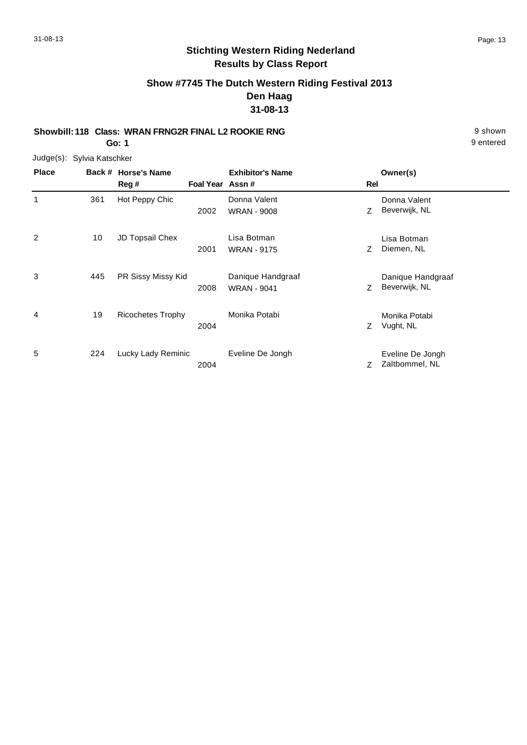## Stichting Western Riding Nederland
## Results by Class Report

### Show #7745 The Dutch Western Riding Festival 2013
### Den Haag
### 31-08-13

**Showbill: 118 Class: WRAN FRNG2R FINAL L2 ROOKIE RNG** 9 shown
**Go: 1** 9 entered

Judge(s): Sylvia Katschker

| Place | Back # | Horse's Name / Reg # | Foal Year | Exhibitor's Name / Assn # | Rel | Owner(s) |
|---|---|---|---|---|---|---|
| 1 | 361 | Hot Peppy Chic | 2002 | Donna Valent<br>WRAN - 9008 | Z | Donna Valent<br>Beverwijk, NL |
| 2 | 10 | JD Topsail Chex | 2001 | Lisa Botman<br>WRAN - 9175 | Z | Lisa Botman<br>Diemen, NL |
| 3 | 445 | PR Sissy Missy Kid | 2008 | Danique Handgraaf<br>WRAN - 9041 | Z | Danique Handgraaf<br>Beverwijk, NL |
| 4 | 19 | Ricochetes Trophy | 2004 | Monika Potabi | Z | Monika Potabi<br>Vught, NL |
| 5 | 224 | Lucky Lady Reminic | 2004 | Eveline De Jongh | Z | Eveline De Jongh<br>Zaltbommel, NL |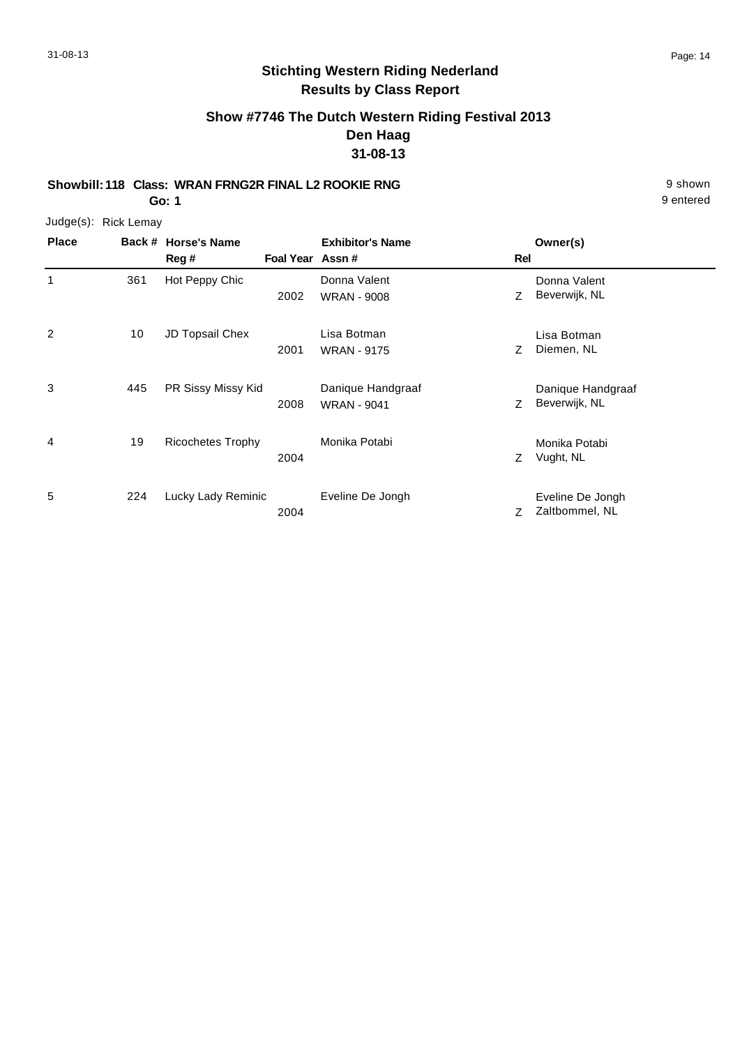## Stichting Western Riding Nederland
## Results by Class Report

### Show #7746 The Dutch Western Riding Festival 2013
### Den Haag
### 31-08-13

**Showbill: 118 Class: WRAN FRNG2R FINAL L2 ROOKIE RNG** 9 shown

**Go: 1** 9 entered

Judge(s): Rick Lemay

| Place | Back # | Horse's Name / Reg # | Foal Year | Exhibitor's Name / Assn # | Rel | Owner(s) |
|---|---|---|---|---|---|---|
| 1 | 361 | Hot Peppy Chic | 2002 | Donna Valent / WRAN - 9008 | Z | Donna Valent, Beverwijk, NL |
| 2 | 10 | JD Topsail Chex | 2001 | Lisa Botman / WRAN - 9175 | Z | Lisa Botman, Diemen, NL |
| 3 | 445 | PR Sissy Missy Kid | 2008 | Danique Handgraaf / WRAN - 9041 | Z | Danique Handgraaf, Beverwijk, NL |
| 4 | 19 | Ricochetes Trophy | 2004 | Monika Potabi | Z | Monika Potabi, Vught, NL |
| 5 | 224 | Lucky Lady Reminic | 2004 | Eveline De Jongh | Z | Eveline De Jongh, Zaltbommel, NL |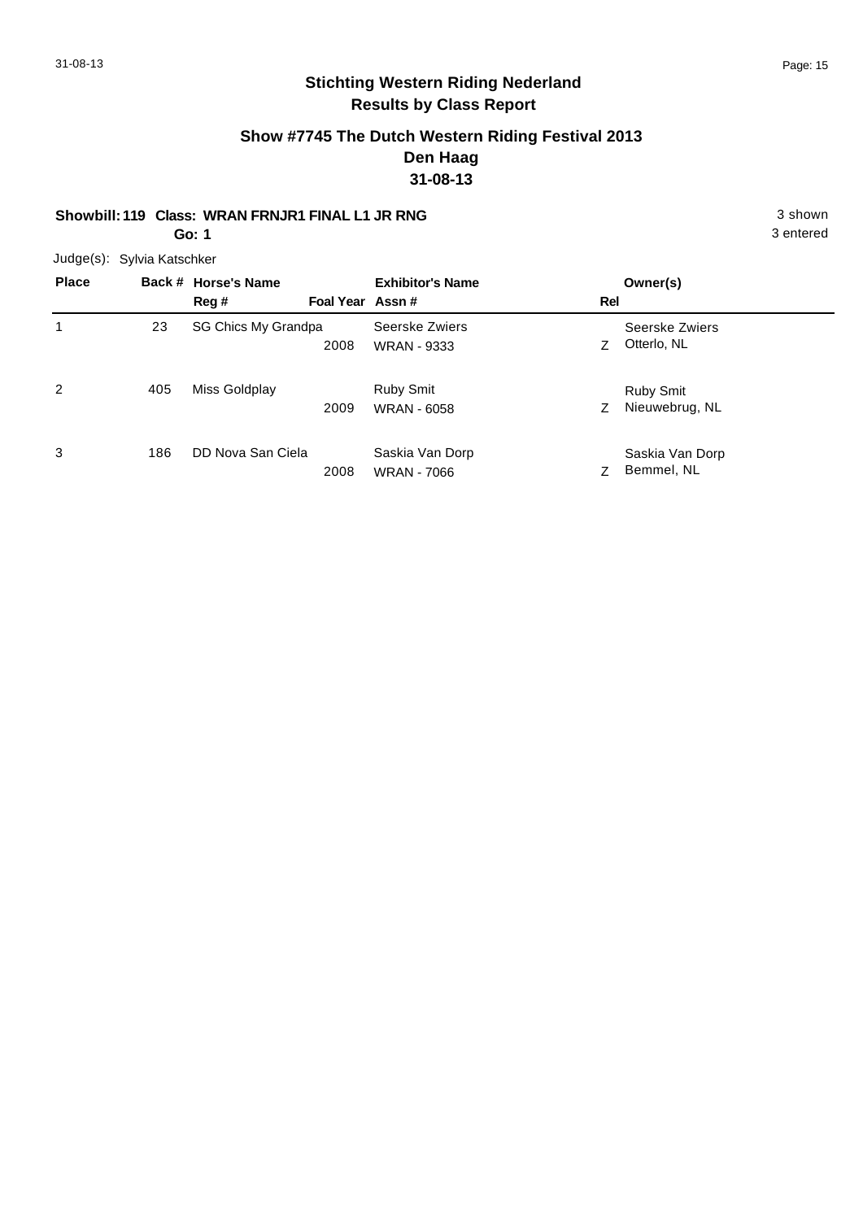## Stichting Western Riding Nederland
## Results by Class Report

### Show #7745 The Dutch Western Riding Festival 2013
### Den Haag
### 31-08-13

**Showbill: 119 Class: WRAN FRNJR1 FINAL L1 JR RNG** 3 shown

**Go: 1** 3 entered

Judge(s): Sylvia Katschker

| Place | Back # | Horse's Name / Reg # | Foal Year | Exhibitor's Name / Assn # | Rel | Owner(s) |
|---|---|---|---|---|---|---|
| 1 | 23 | SG Chics My Grandpa | 2008 | Seerske Zwiers<br>WRAN - 9333 | Z | Seerske Zwiers<br>Otterlo, NL |
| 2 | 405 | Miss Goldplay | 2009 | Ruby Smit<br>WRAN - 6058 | Z | Ruby Smit<br>Nieuwebrug, NL |
| 3 | 186 | DD Nova San Ciela | 2008 | Saskia Van Dorp<br>WRAN - 7066 | Z | Saskia Van Dorp<br>Bemmel, NL |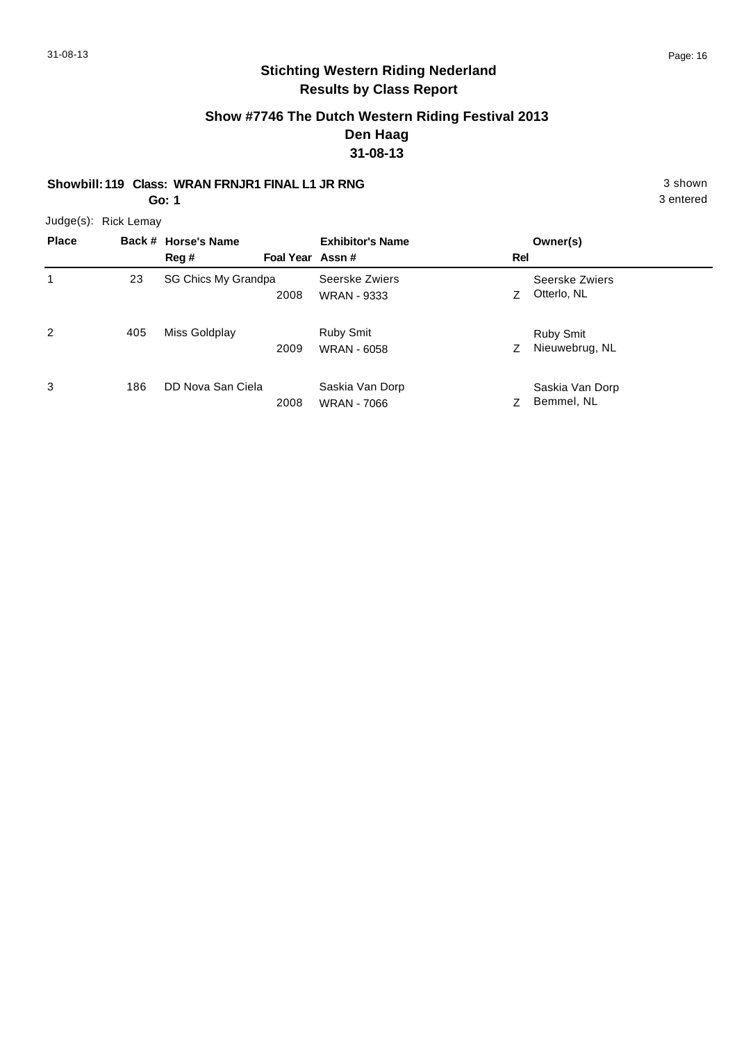## Stichting Western Riding Nederland
## Results by Class Report

### Show #7746 The Dutch Western Riding Festival 2013
### Den Haag
### 31-08-13

**Showbill: 119 Class: WRAN FRNJR1 FINAL L1 JR RNG** 3 shown

**Go: 1** 3 entered

Judge(s): Rick Lemay

| Place | Back # | Horse's Name / Reg # | Foal Year | Exhibitor's Name / Assn # | Rel | Owner(s) |
|---|---|---|---|---|---|---|
| 1 | 23 | SG Chics My Grandpa | 2008 | Seerske Zwiers<br>WRAN - 9333 | Z | Seerske Zwiers<br>Otterlo, NL |
| 2 | 405 | Miss Goldplay | 2009 | Ruby Smit<br>WRAN - 6058 | Z | Ruby Smit<br>Nieuwebrug, NL |
| 3 | 186 | DD Nova San Ciela | 2008 | Saskia Van Dorp<br>WRAN - 7066 | Z | Saskia Van Dorp<br>Bemmel, NL |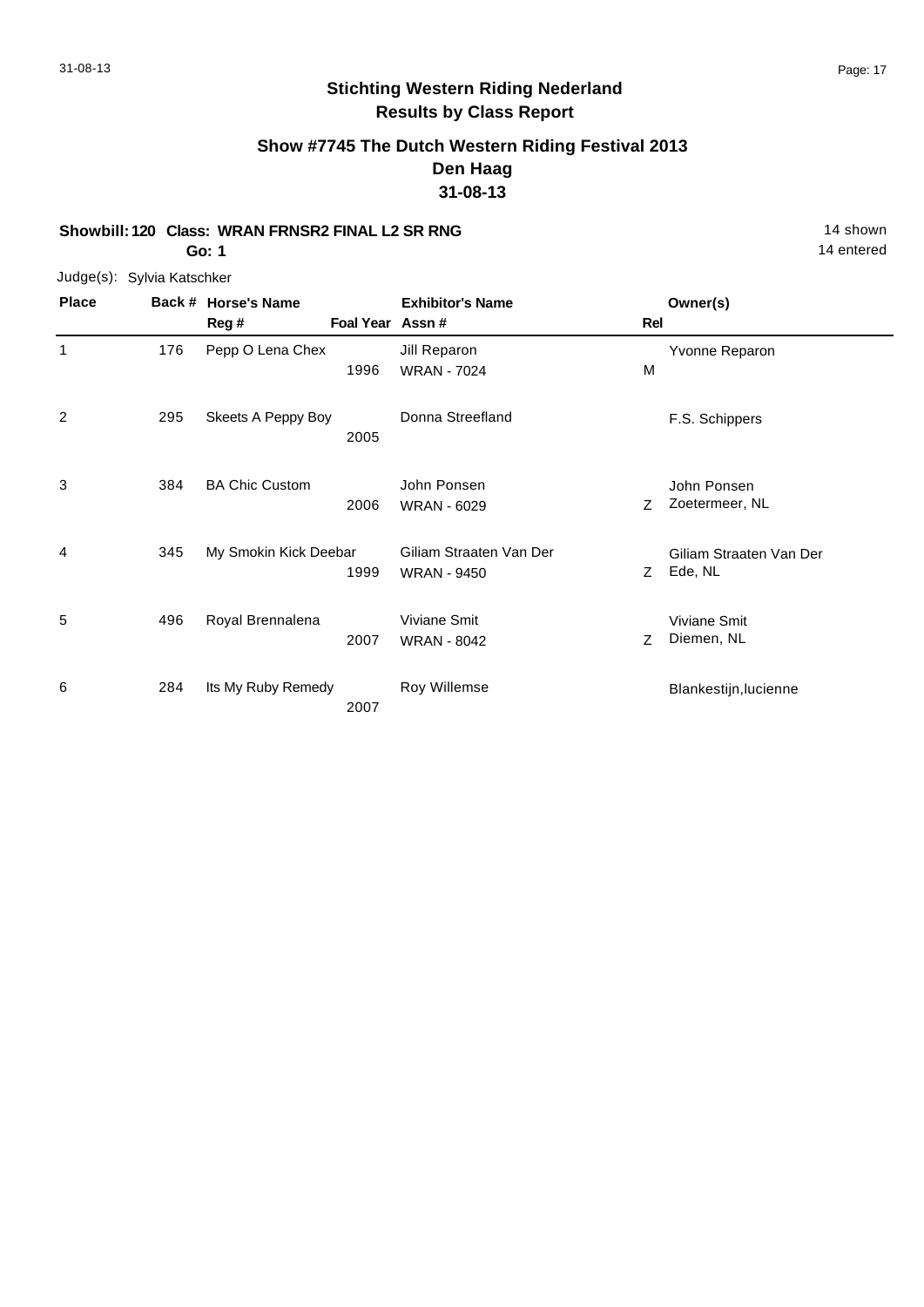## Stichting Western Riding Nederland
## Results by Class Report

### Show #7745 The Dutch Western Riding Festival 2013
### Den Haag
### 31-08-13

**Showbill: 120 Class: WRAN FRNSR2 FINAL L2 SR RNG** 14 shown
**Go: 1** 14 entered

Judge(s): Sylvia Katschker

| Place | Back # | Horse's Name / Reg # | Foal Year | Exhibitor's Name / Assn # | Rel | Owner(s) |
|---|---|---|---|---|---|---|
| 1 | 176 | Pepp O Lena Chex | 1996 | Jill Reparon<br>WRAN - 7024 | M | Yvonne Reparon |
| 2 | 295 | Skeets A Peppy Boy | 2005 | Donna Streefland | | F.S. Schippers |
| 3 | 384 | BA Chic Custom | 2006 | John Ponsen<br>WRAN - 6029 | Z | John Ponsen<br>Zoetermeer, NL |
| 4 | 345 | My Smokin Kick Deebar | 1999 | Giliam Straaten Van Der<br>WRAN - 9450 | Z | Giliam Straaten Van Der<br>Ede, NL |
| 5 | 496 | Royal Brennalena | 2007 | Viviane Smit<br>WRAN - 8042 | Z | Viviane Smit<br>Diemen, NL |
| 6 | 284 | Its My Ruby Remedy | 2007 | Roy Willemse | | Blankestijn,lucienne |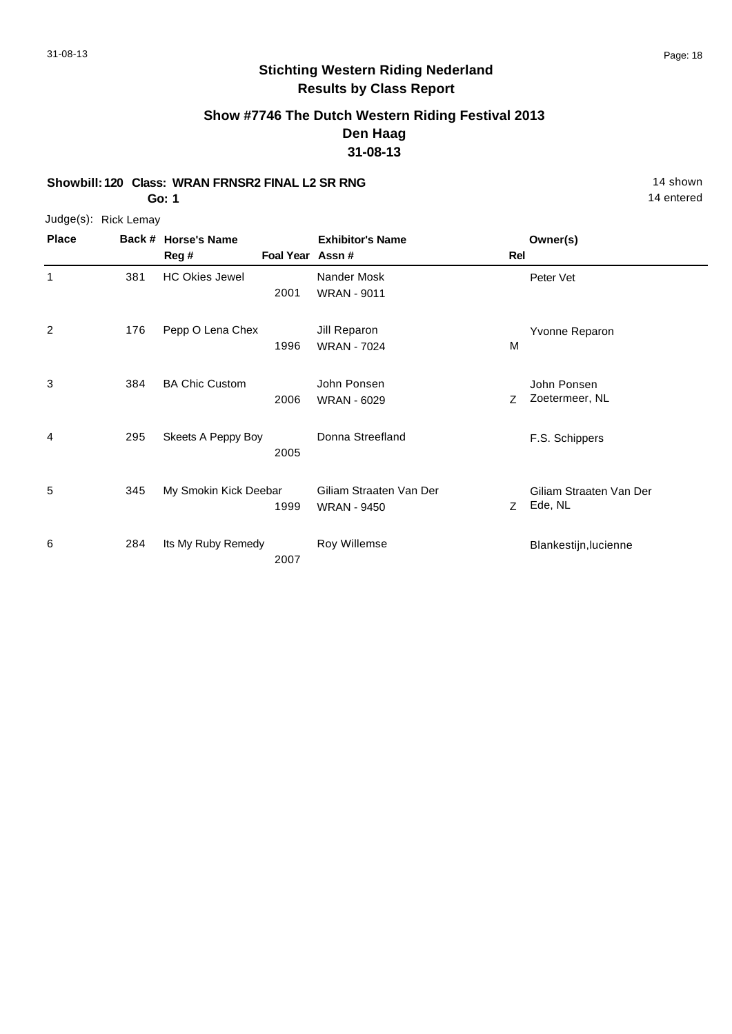**Stichting Western Riding Nederland**
**Results by Class Report**

**Show #7746 The Dutch Western Riding Festival 2013**
**Den Haag**
**31-08-13**

**Showbill: 120 Class: WRAN FRNSR2 FINAL L2 SR RNG** 14 shown
**Go: 1** 14 entered

Judge(s): Rick Lemay

| Place | Back # | Horse's Name / Reg # | Foal Year | Exhibitor's Name / Assn # | Rel | Owner(s) |
|---|---|---|---|---|---|---|
| 1 | 381 | HC Okies Jewel | 2001 | Nander Mosk<br>WRAN - 9011 | | Peter Vet |
| 2 | 176 | Pepp O Lena Chex | 1996 | Jill Reparon<br>WRAN - 7024 | M | Yvonne Reparon |
| 3 | 384 | BA Chic Custom | 2006 | John Ponsen<br>WRAN - 6029 | Z | John Ponsen<br>Zoetermeer, NL |
| 4 | 295 | Skeets A Peppy Boy | 2005 | Donna Streefland | | F.S. Schippers |
| 5 | 345 | My Smokin Kick Deebar | 1999 | Giliam Straaten Van Der<br>WRAN - 9450 | Z | Giliam Straaten Van Der<br>Ede, NL |
| 6 | 284 | Its My Ruby Remedy | 2007 | Roy Willemse | | Blankestijn,lucienne |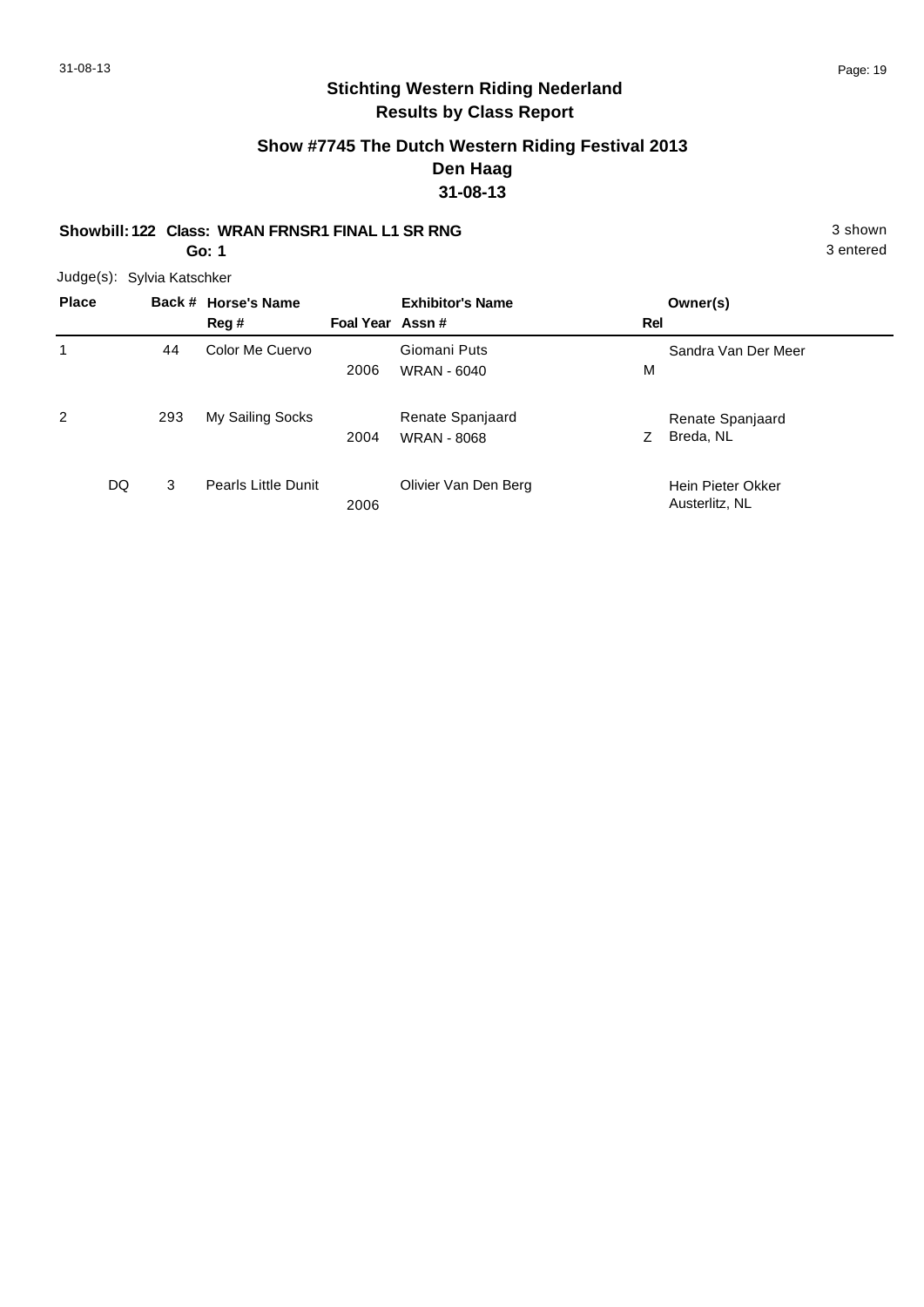## Stichting Western Riding Nederland
## Results by Class Report

### Show #7745 The Dutch Western Riding Festival 2013
### Den Haag
### 31-08-13

**Showbill: 122 Class: WRAN FRNSR1 FINAL L1 SR RNG** 3 shown

**Go: 1** 3 entered

Judge(s): Sylvia Katschker

| Place | Back # | Horse's Name / Reg # | Foal Year | Exhibitor's Name / Assn # | Rel | Owner(s) |
|---|---|---|---|---|---|---|
| 1 | 44 | Color Me Cuervo | 2006 | Giomani Puts<br>WRAN - 6040 | M | Sandra Van Der Meer |
| 2 | 293 | My Sailing Socks | 2004 | Renate Spanjaard<br>WRAN - 8068 | Z | Renate Spanjaard<br>Breda, NL |
| DQ | 3 | Pearls Little Dunit | 2006 | Olivier Van Den Berg | | Hein Pieter Okker<br>Austerlitz, NL |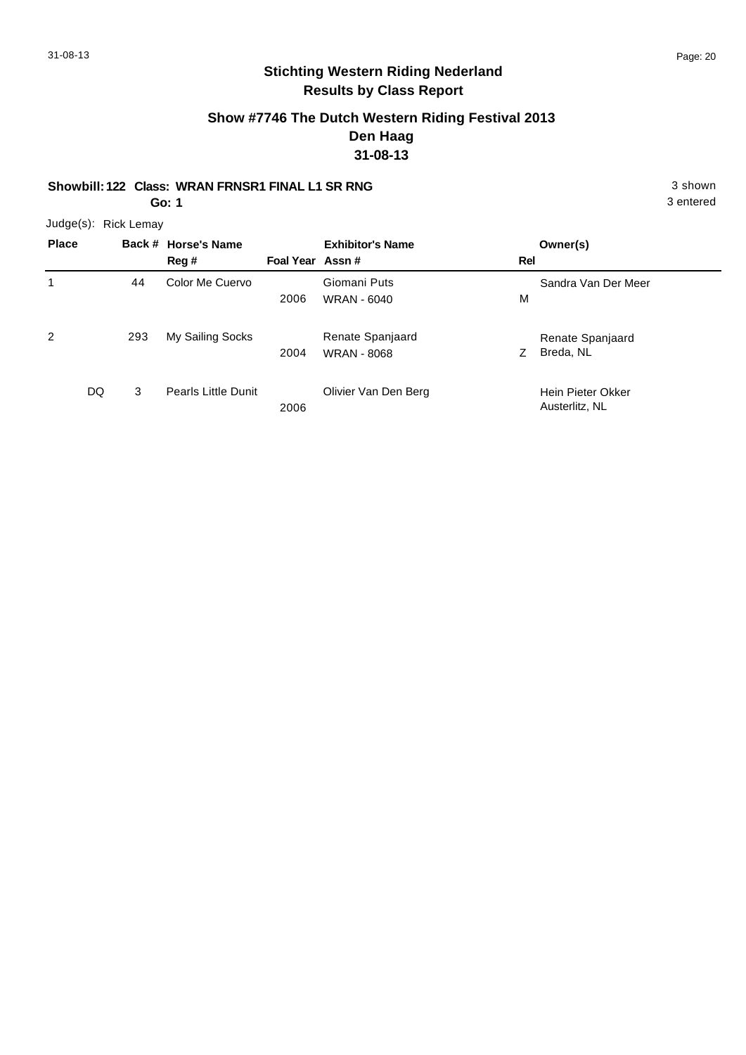## Stichting Western Riding Nederland
## Results by Class Report

### Show #7746 The Dutch Western Riding Festival 2013
### Den Haag
### 31-08-13

**Showbill: 122 Class: WRAN FRNSR1 FINAL L1 SR RNG** 3 shown
**Go: 1** 3 entered

Judge(s): Rick Lemay

| Place | Back # | Horse's Name / Reg # | Foal Year | Exhibitor's Name / Assn # | Rel | Owner(s) |
|---|---|---|---|---|---|---|
| 1 | 44 | Color Me Cuervo | 2006 | Giomani Puts<br>WRAN - 6040 | M | Sandra Van Der Meer |
| 2 | 293 | My Sailing Socks | 2004 | Renate Spanjaard<br>WRAN - 8068 | Z | Renate Spanjaard<br>Breda, NL |
| DQ | 3 | Pearls Little Dunit | 2006 | Olivier Van Den Berg | | Hein Pieter Okker<br>Austerlitz, NL |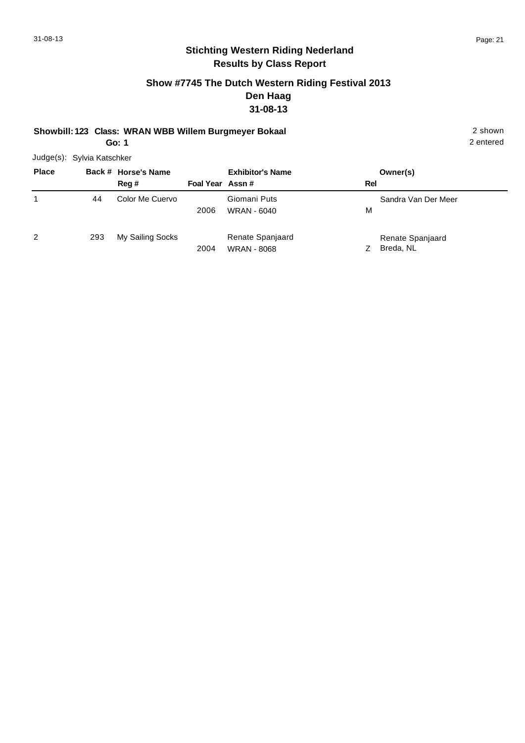## Stichting Western Riding Nederland
## Results by Class Report

### Show #7745 The Dutch Western Riding Festival 2013
### Den Haag
### 31-08-13

**Showbill: 123 Class: WRAN WBB Willem Burgmeyer Bokaal** 2 shown

**Go: 1** 2 entered

Judge(s): Sylvia Katschker

| Place | Back # | Horse's Name / Reg # | Foal Year | Exhibitor's Name / Assn # | Rel | Owner(s) |
|---|---|---|---|---|---|---|
| 1 | 44 | Color Me Cuervo | 2006 | Giomani Puts<br>WRAN - 6040 | M | Sandra Van Der Meer |
| 2 | 293 | My Sailing Socks | 2004 | Renate Spanjaard<br>WRAN - 8068 | Z | Renate Spanjaard<br>Breda, NL |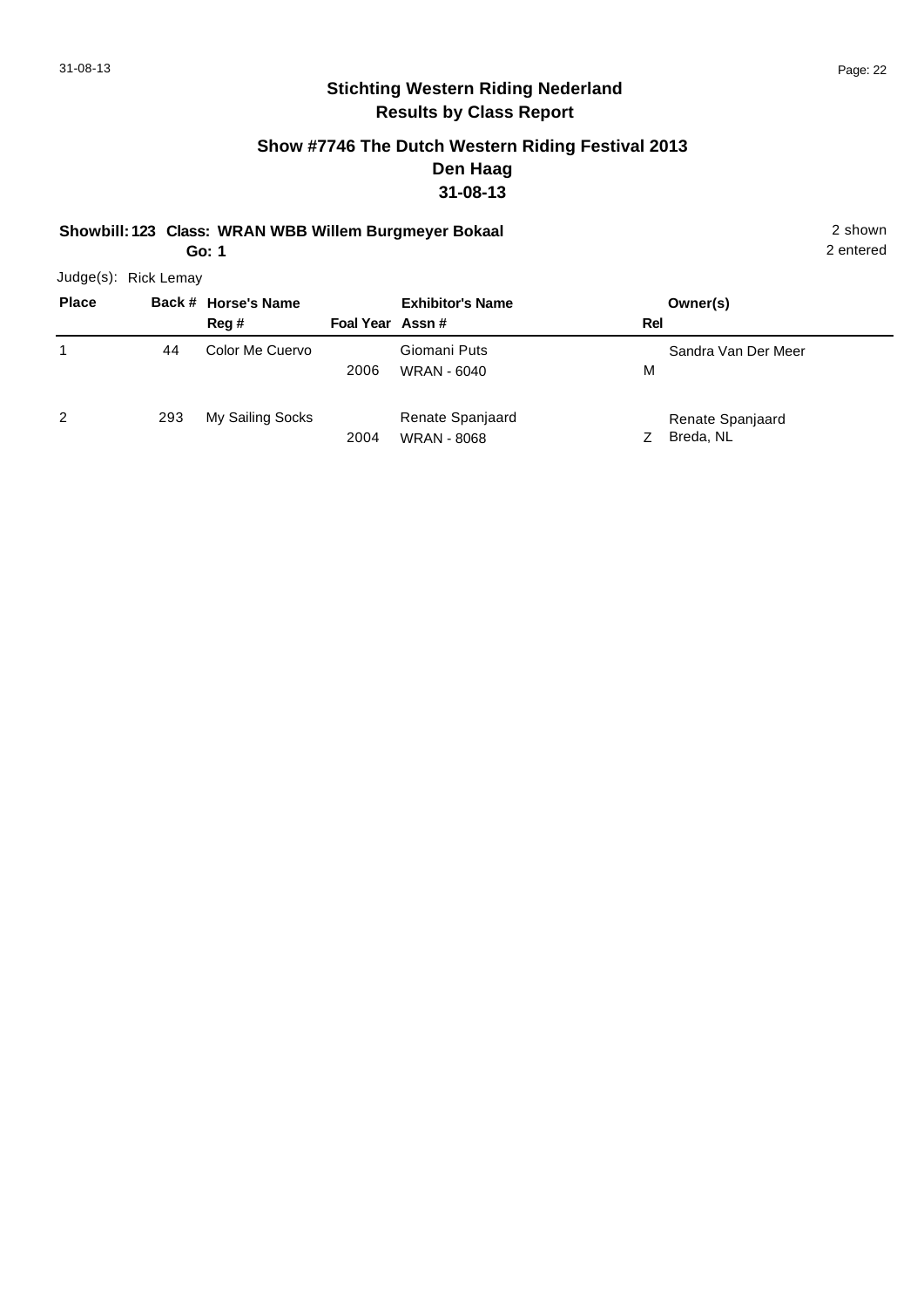## Stichting Western Riding Nederland
## Results by Class Report

### Show #7746 The Dutch Western Riding Festival 2013
### Den Haag
### 31-08-13

**Showbill: 123 Class: WRAN WBB Willem Burgmeyer Bokaal** 2 shown
**Go: 1** 2 entered

Judge(s): Rick Lemay

| Place | Back # | Horse's Name / Reg # | Foal Year | Exhibitor's Name / Assn # | Rel | Owner(s) |
|---|---|---|---|---|---|---|
| 1 | 44 | Color Me Cuervo | 2006 | Giomani Puts<br>WRAN - 6040 | M | Sandra Van Der Meer |
| 2 | 293 | My Sailing Socks | 2004 | Renate Spanjaard<br>WRAN - 8068 | Z | Renate Spanjaard<br>Breda, NL |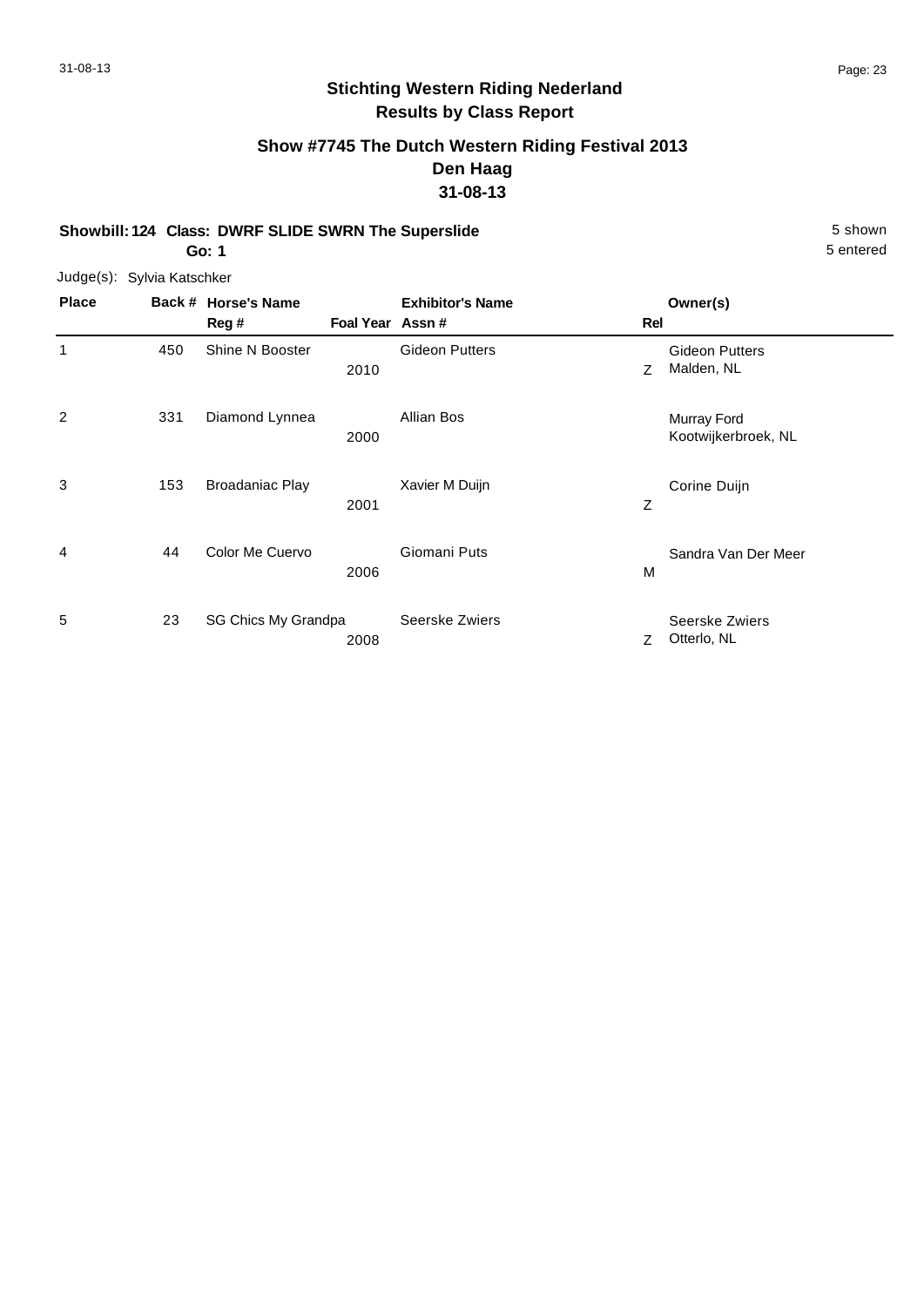**Stichting Western Riding Nederland**

**Results by Class Report**

**Show #7745 The Dutch Western Riding Festival 2013**

**Den Haag**

**31-08-13**

**Showbill: 124 Class: DWRF SLIDE SWRN The Superslide** — 5 shown, 5 entered

**Go: 1**

Judge(s): Sylvia Katschker

| Place | Back # | Horse's Name / Reg # | Foal Year | Exhibitor's Name / Assn # | Rel | Owner(s) |
|---|---|---|---|---|---|---|
| 1 | 450 | Shine N Booster | 2010 | Gideon Putters | Z | Gideon Putters, Malden, NL |
| 2 | 331 | Diamond Lynnea | 2000 | Allian Bos | | Murray Ford, Kootwijkerbroek, NL |
| 3 | 153 | Broadaniac Play | 2001 | Xavier M Duijn | Z | Corine Duijn |
| 4 | 44 | Color Me Cuervo | 2006 | Giomani Puts | M | Sandra Van Der Meer |
| 5 | 23 | SG Chics My Grandpa | 2008 | Seerske Zwiers | Z | Seerske Zwiers, Otterlo, NL |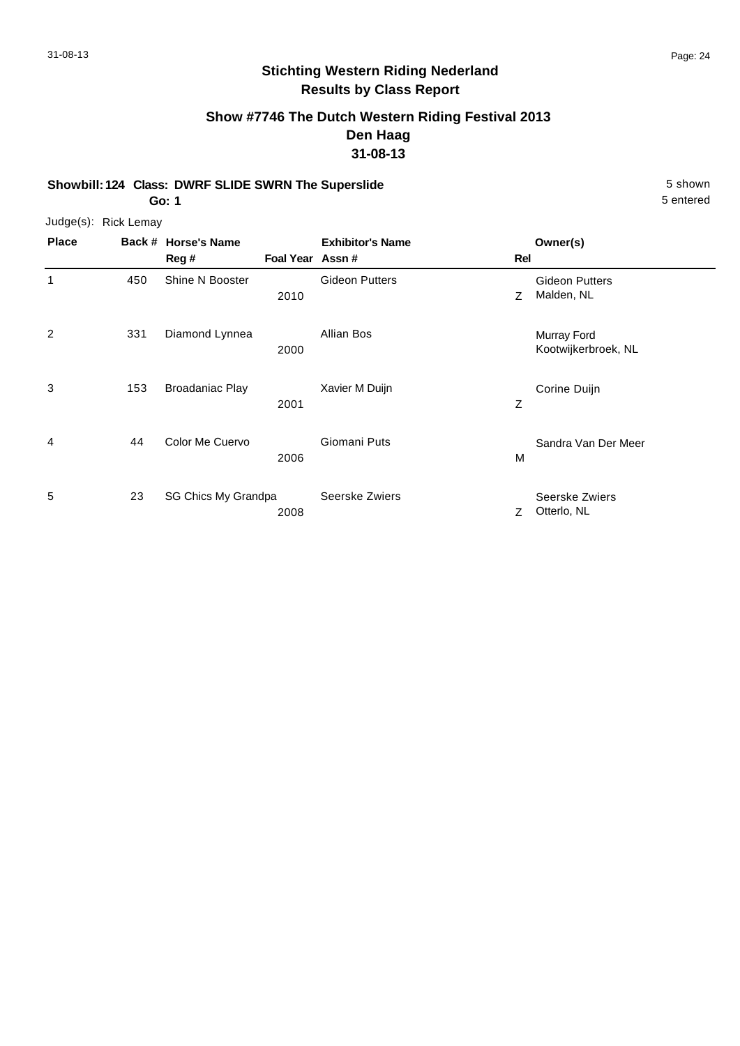## Stichting Western Riding Nederland
## Results by Class Report

### Show #7746 The Dutch Western Riding Festival 2013
### Den Haag
### 31-08-13

**Showbill: 124 Class: DWRF SLIDE SWRN The Superslide** — 5 shown, 5 entered

**Go: 1**

Judge(s): Rick Lemay

| Place | Back # | Horse's Name / Reg # | Foal Year | Exhibitor's Name / Assn # | Rel | Owner(s) |
|---|---|---|---|---|---|---|
| 1 | 450 | Shine N Booster | 2010 | Gideon Putters | Z | Gideon Putters<br>Malden, NL |
| 2 | 331 | Diamond Lynnea | 2000 | Allian Bos | | Murray Ford<br>Kootwijkerbroek, NL |
| 3 | 153 | Broadaniac Play | 2001 | Xavier M Duijn | Z | Corine Duijn |
| 4 | 44 | Color Me Cuervo | 2006 | Giomani Puts | M | Sandra Van Der Meer |
| 5 | 23 | SG Chics My Grandpa | 2008 | Seerske Zwiers | Z | Seerske Zwiers<br>Otterlo, NL |